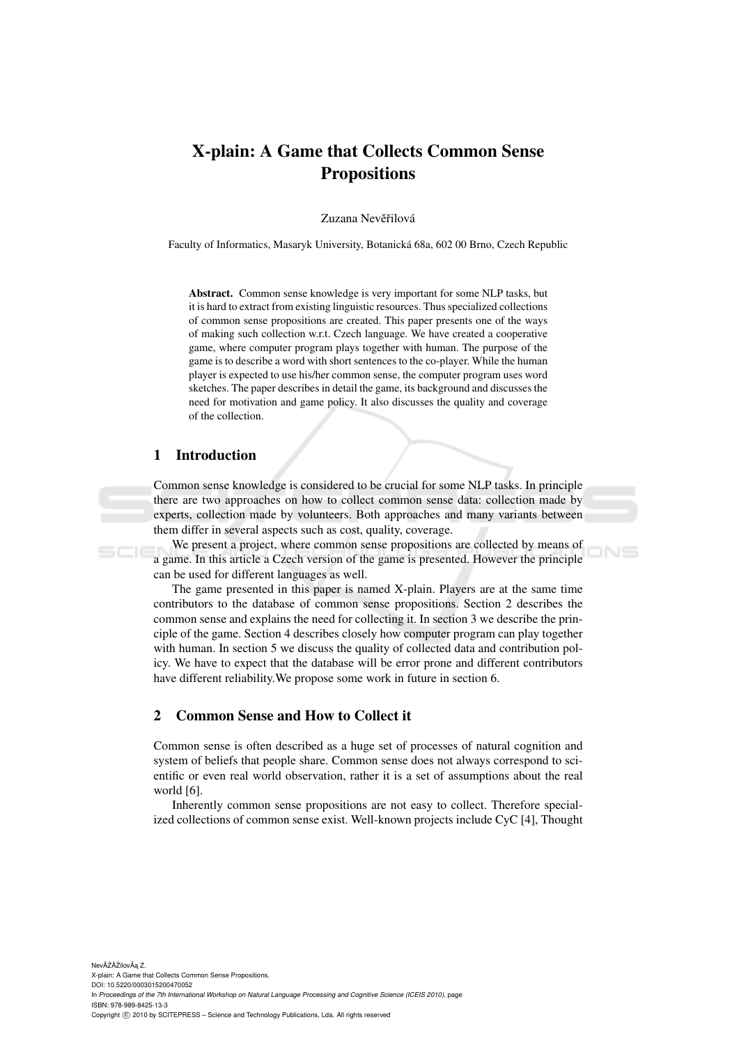# X-plain: A Game that Collects Common Sense Propositions

Zuzana Nevěřilová

Faculty of Informatics, Masaryk University, Botanická 68a, 602 00 Brno, Czech Republic

**Abstract.** Common sense knowledge is very important for some NLP tasks, but it is hard to extract from existing linguistic resources. Thus specialized collections of common sense propositions are created. This paper presents one of the ways of making such collection w.r.t. Czech language. We have created a cooperative game, where computer program plays together with human. The purpose of the game is to describe a word with short sentences to the co-player. While the human player is expected to use his/her common sense, the computer program uses word sketches. The paper describes in detail the game, its background and discusses the need for motivation and game policy. It also discusses the quality and coverage of the collection.

## 1 Introduction

Common sense knowledge is considered to be crucial for some NLP tasks. In principle there are two approaches on how to collect common sense data: collection made by experts, collection made by volunteers. Both approaches and many variants between them differ in several aspects such as cost, quality, coverage.

We present a project, where common sense propositions are collected by means of a game. In this article a Czech version of the game is presented. However the principle can be used for different languages as well.

The game presented in this paper is named X-plain. Players are at the same time contributors to the database of common sense propositions. Section 2 describes the common sense and explains the need for collecting it. In section 3 we describe the principle of the game. Section 4 describes closely how computer program can play together with human. In section 5 we discuss the quality of collected data and contribution policy. We have to expect that the database will be error prone and different contributors have different reliability.We propose some work in future in section 6.

## 2 Common Sense and How to Collect it

Common sense is often described as a huge set of processes of natural cognition and system of beliefs that people share. Common sense does not always correspond to scientific or even real world observation, rather it is a set of assumptions about the real world [6].

Inherently common sense propositions are not easy to collect. Therefore specialized collections of common sense exist. Well-known projects include CyC [4], Thought

NevÄŽÅŽilovÃą Z.
X-plain: A Game that Collects Common Sense Propositions.
DOI: 10.5220/0003015200470052
In *Proceedings of the 7th International Workshop on Natural Language Processing and Cognitive Science (ICEIS 2010)*, page
ISBN: 978-989-8425-13-3
Copyright © 2010 by SCITEPRESS – Science and Technology Publications, Lda. All rights reserved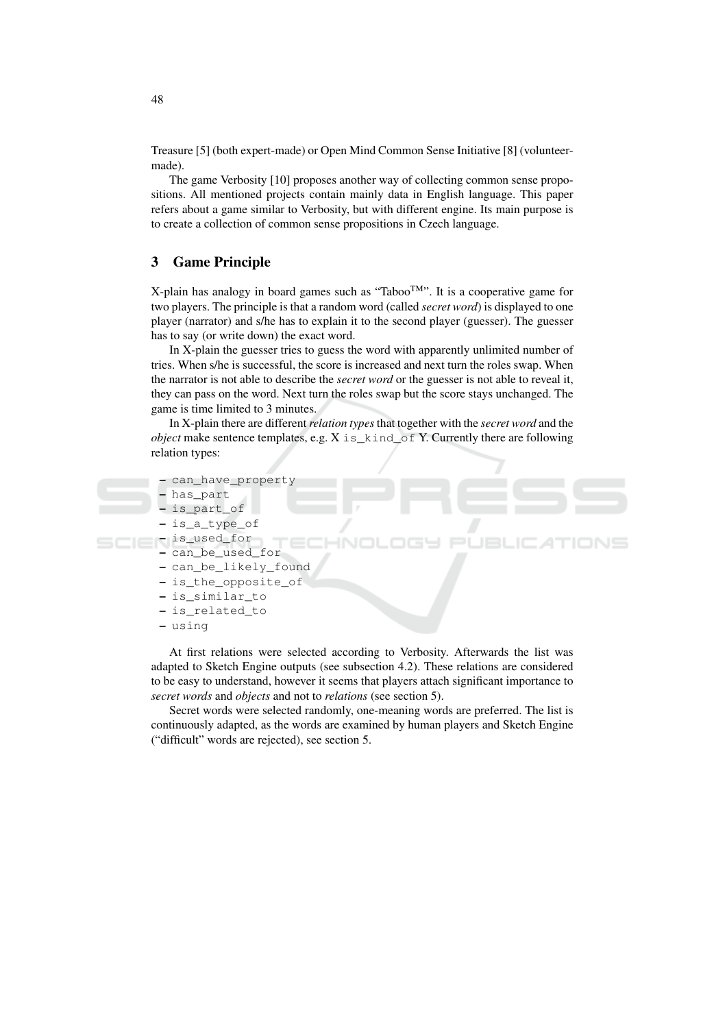Treasure [5] (both expert-made) or Open Mind Common Sense Initiative [8] (volunteer-made).

The game Verbosity [10] proposes another way of collecting common sense propositions. All mentioned projects contain mainly data in English language. This paper refers about a game similar to Verbosity, but with different engine. Its main purpose is to create a collection of common sense propositions in Czech language.

## 3 Game Principle

X-plain has analogy in board games such as "Taboo™". It is a cooperative game for two players. The principle is that a random word (called *secret word*) is displayed to one player (narrator) and s/he has to explain it to the second player (guesser). The guesser has to say (or write down) the exact word.

In X-plain the guesser tries to guess the word with apparently unlimited number of tries. When s/he is successful, the score is increased and next turn the roles swap. When the narrator is not able to describe the *secret word* or the guesser is not able to reveal it, they can pass on the word. Next turn the roles swap but the score stays unchanged. The game is time limited to 3 minutes.

In X-plain there are different *relation types* that together with the *secret word* and the *object* make sentence templates, e.g. X `is_kind_of` Y. Currently there are following relation types:

- `can_have_property`
- `has_part`
- `is_part_of`
- `is_a_type_of`
- `is_used_for`
- `can_be_used_for`
- `can_be_likely_found`
- `is_the_opposite_of`
- `is_similar_to`
- `is_related_to`
- `using`

At first relations were selected according to Verbosity. Afterwards the list was adapted to Sketch Engine outputs (see subsection 4.2). These relations are considered to be easy to understand, however it seems that players attach significant importance to *secret words* and *objects* and not to *relations* (see section 5).

Secret words were selected randomly, one-meaning words are preferred. The list is continuously adapted, as the words are examined by human players and Sketch Engine ("difficult" words are rejected), see section 5.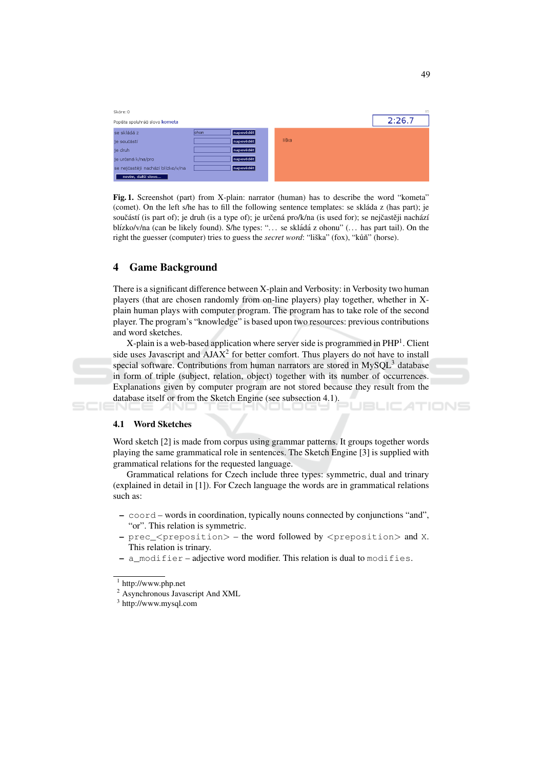Fig. 1. Screenshot (part) from X-plain: narrator (human) has to describe the word "kometa" (comet). On the left s/he has to fill the following sentence templates: se skláda z (has part); je součástí (is part of); je druh (is a type of); je určená pro/k/na (is used for); se nejčastěji nachází blízko/v/na (can be likely found). S/he types: "... se skládá z ohonu" (... has part tail). On the right the guesser (computer) tries to guess the *secret word*: "liška" (fox), "kůň" (horse).

## 4 Game Background

There is a significant difference between X-plain and Verbosity: in Verbosity two human players (that are chosen randomly from on-line players) play together, whether in X-plain human plays with computer program. The program has to take role of the second player. The program's "knowledge" is based upon two resources: previous contributions and word sketches.

X-plain is a web-based application where server side is programmed in PHP[1]. Client side uses Javascript and AJAX[2] for better comfort. Thus players do not have to install special software. Contributions from human narrators are stored in MySQL[3] database in form of triple (subject, relation, object) together with its number of occurrences. Explanations given by computer program are not stored because they result from the database itself or from the Sketch Engine (see subsection 4.1).

### 4.1 Word Sketches

Word sketch [2] is made from corpus using grammar patterns. It groups together words playing the same grammatical role in sentences. The Sketch Engine [3] is supplied with grammatical relations for the requested language.

Grammatical relations for Czech include three types: symmetric, dual and trinary (explained in detail in [1]). For Czech language the words are in grammatical relations such as:

- `coord` – words in coordination, typically nouns connected by conjunctions "and", "or". This relation is symmetric.
- `prec_<preposition>` – the word followed by `<preposition>` and `X`. This relation is trinary.
- `a_modifier` – adjective word modifier. This relation is dual to `modifies`.

---

[1] http://www.php.net
[2] Asynchronous Javascript And XML
[3] http://www.mysql.com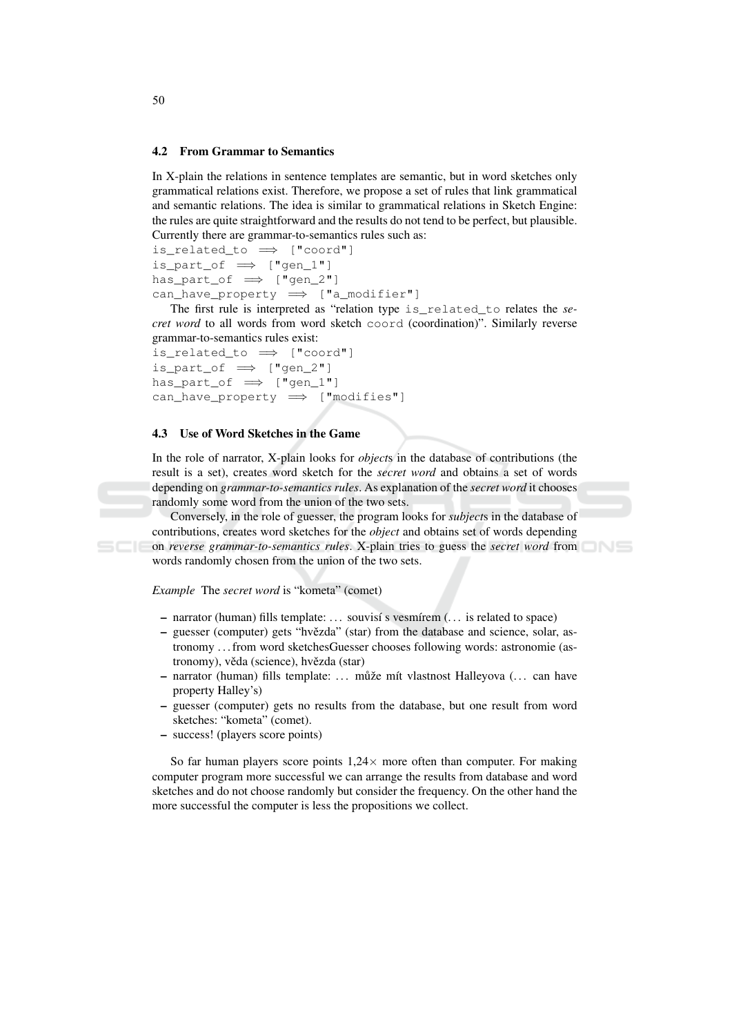### 4.2 From Grammar to Semantics

In X-plain the relations in sentence templates are semantic, but in word sketches only grammatical relations exist. Therefore, we propose a set of rules that link grammatical and semantic relations. The idea is similar to grammatical relations in Sketch Engine: the rules are quite straightforward and the results do not tend to be perfect, but plausible. Currently there are grammar-to-semantics rules such as:

```
is_related_to  ⟹  ["coord"]
is_part_of  ⟹  ["gen_1"]
has_part_of  ⟹  ["gen_2"]
can_have_property  ⟹  ["a_modifier"]
```

The first rule is interpreted as "relation type `is_related_to` relates the *secret word* to all words from word sketch `coord` (coordination)". Similarly reverse grammar-to-semantics rules exist:

```
is_related_to  ⟹  ["coord"]
is_part_of  ⟹  ["gen_2"]
has_part_of  ⟹  ["gen_1"]
can_have_property  ⟹  ["modifies"]
```

### 4.3 Use of Word Sketches in the Game

In the role of narrator, X-plain looks for *object*s in the database of contributions (the result is a set), creates word sketch for the *secret word* and obtains a set of words depending on *grammar-to-semantics rules*. As explanation of the *secret word* it chooses randomly some word from the union of the two sets.

Conversely, in the role of guesser, the program looks for *subject*s in the database of contributions, creates word sketches for the *object* and obtains set of words depending on *reverse grammar-to-semantics rules*. X-plain tries to guess the *secret word* from words randomly chosen from the union of the two sets.

*Example* The *secret word* is "kometa" (comet)

- narrator (human) fills template: … souvisí s vesmírem (… is related to space)
- guesser (computer) gets "hvězda" (star) from the database and science, solar, astronomy … from word sketchesGuesser chooses following words: astronomie (astronomy), věda (science), hvězda (star)
- narrator (human) fills template: … může mít vlastnost Halleyova (… can have property Halley's)
- guesser (computer) gets no results from the database, but one result from word sketches: "kometa" (comet).
- success! (players score points)

So far human players score points 1,24× more often than computer. For making computer program more successful we can arrange the results from database and word sketches and do not choose randomly but consider the frequency. On the other hand the more successful the computer is less the propositions we collect.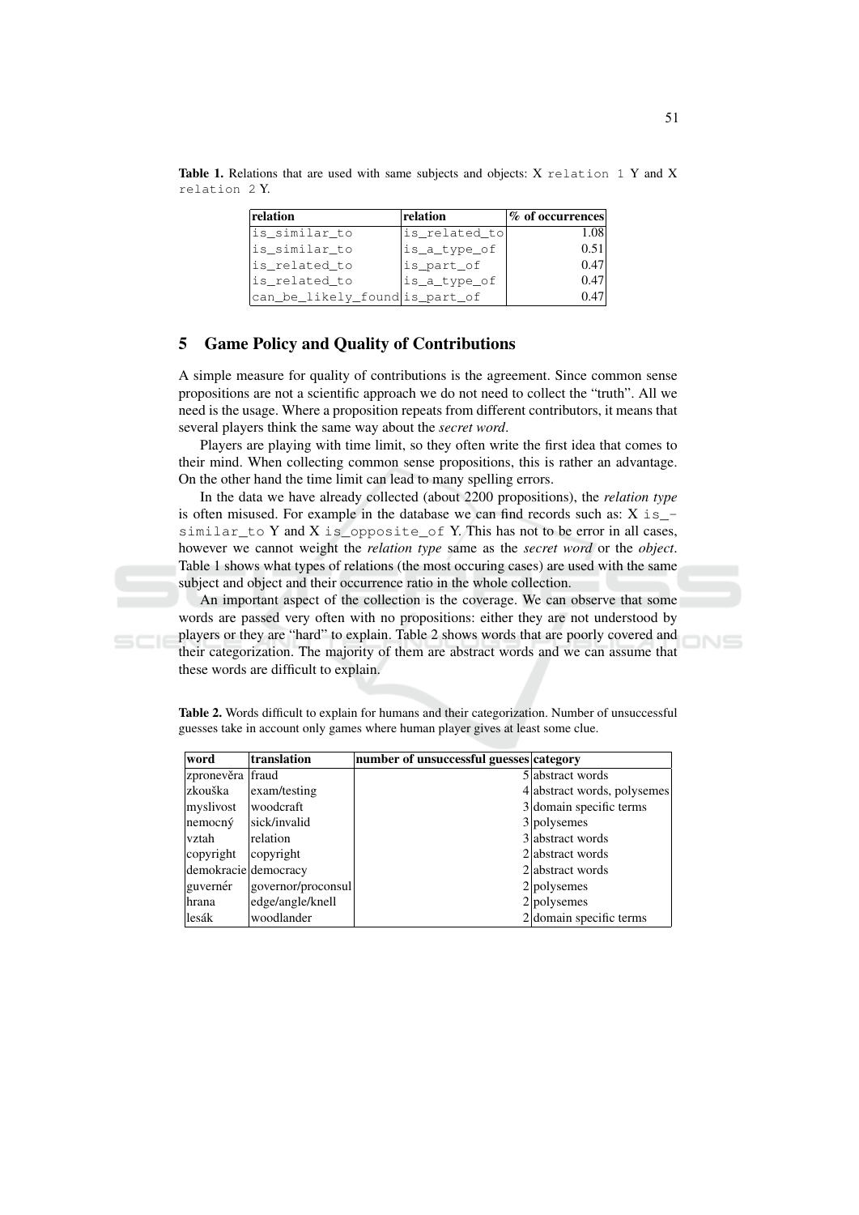**Table 1.** Relations that are used with same subjects and objects: X `relation 1` Y and X `relation 2` Y.

| relation | relation | % of occurrences |
|---|---|---|
| is_similar_to | is_related_to | 1.08 |
| is_similar_to | is_a_type_of | 0.51 |
| is_related_to | is_part_of | 0.47 |
| is_related_to | is_a_type_of | 0.47 |
| can_be_likely_found | is_part_of | 0.47 |

## 5 Game Policy and Quality of Contributions

A simple measure for quality of contributions is the agreement. Since common sense propositions are not a scientific approach we do not need to collect the "truth". All we need is the usage. Where a proposition repeats from different contributors, it means that several players think the same way about the *secret word*.

Players are playing with time limit, so they often write the first idea that comes to their mind. When collecting common sense propositions, this is rather an advantage. On the other hand the time limit can lead to many spelling errors.

In the data we have already collected (about 2200 propositions), the *relation type* is often misused. For example in the database we can find records such as: X `is_similar_to` Y and X `is_opposite_of` Y. This has not to be error in all cases, however we cannot weight the *relation type* same as the *secret word* or the *object*. Table 1 shows what types of relations (the most occuring cases) are used with the same subject and object and their occurrence ratio in the whole collection.

An important aspect of the collection is the coverage. We can observe that some words are passed very often with no propositions: either they are not understood by players or they are "hard" to explain. Table 2 shows words that are poorly covered and their categorization. The majority of them are abstract words and we can assume that these words are difficult to explain.

**Table 2.** Words difficult to explain for humans and their categorization. Number of unsuccessful guesses take in account only games where human player gives at least some clue.

| word | translation | number of unsuccessful guesses | category |
|---|---|---|---|
| zpronevěra | fraud | 5 | abstract words |
| zkouška | exam/testing | 4 | abstract words, polysemes |
| myslivost | woodcraft | 3 | domain specific terms |
| nemocný | sick/invalid | 3 | polysemes |
| vztah | relation | 3 | abstract words |
| copyright | copyright | 2 | abstract words |
| demokracie | democracy | 2 | abstract words |
| guvernér | governor/proconsul | 2 | polysemes |
| hrana | edge/angle/knell | 2 | polysemes |
| lesák | woodlander | 2 | domain specific terms |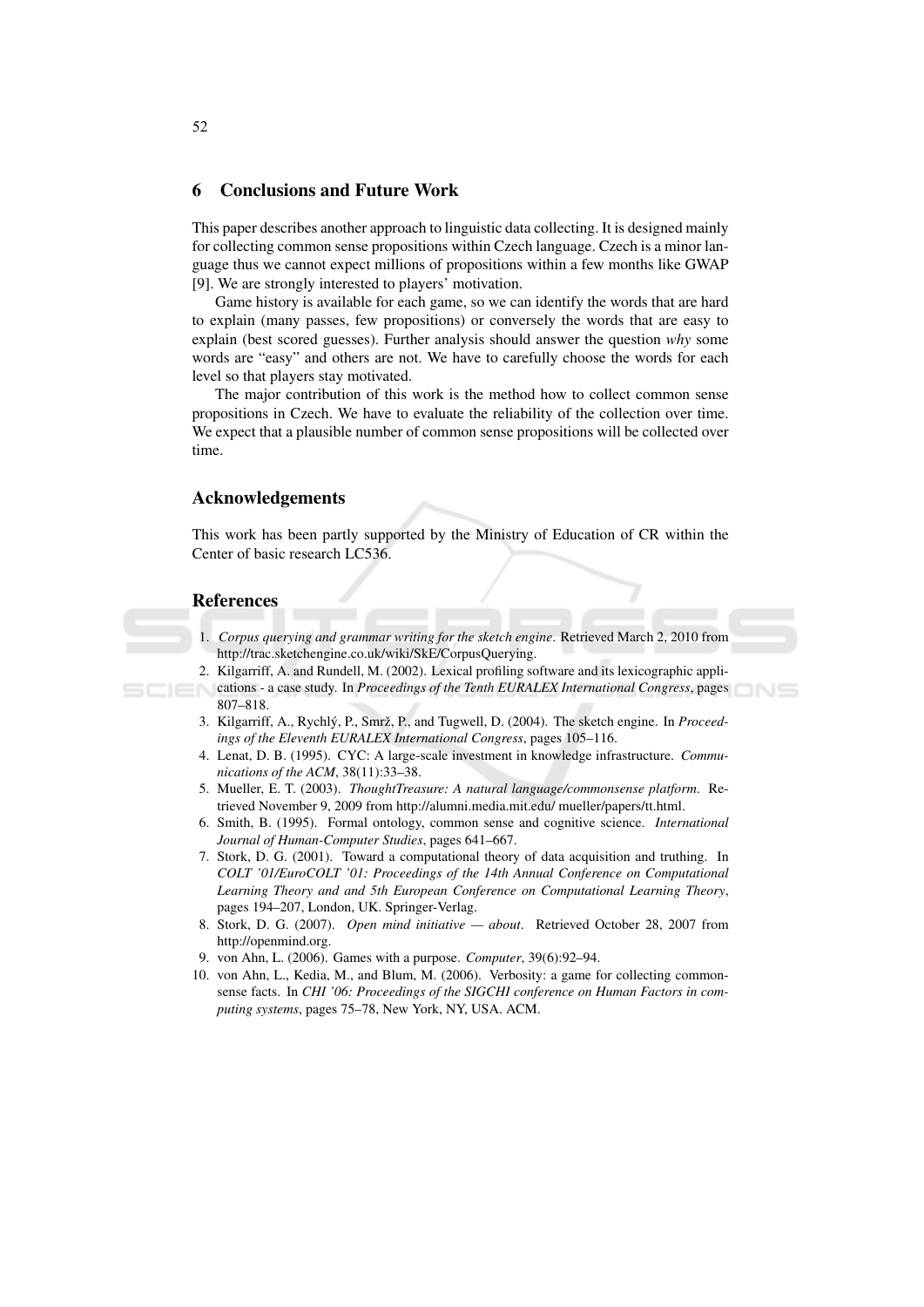## 6 Conclusions and Future Work

This paper describes another approach to linguistic data collecting. It is designed mainly for collecting common sense propositions within Czech language. Czech is a minor language thus we cannot expect millions of propositions within a few months like GWAP [9]. We are strongly interested to players' motivation.

Game history is available for each game, so we can identify the words that are hard to explain (many passes, few propositions) or conversely the words that are easy to explain (best scored guesses). Further analysis should answer the question *why* some words are "easy" and others are not. We have to carefully choose the words for each level so that players stay motivated.

The major contribution of this work is the method how to collect common sense propositions in Czech. We have to evaluate the reliability of the collection over time. We expect that a plausible number of common sense propositions will be collected over time.

## Acknowledgements

This work has been partly supported by the Ministry of Education of CR within the Center of basic research LC536.

## References

1. *Corpus querying and grammar writing for the sketch engine*. Retrieved March 2, 2010 from http://trac.sketchengine.co.uk/wiki/SkE/CorpusQuerying.
2. Kilgarriff, A. and Rundell, M. (2002). Lexical profiling software and its lexicographic applications - a case study. In *Proceedings of the Tenth EURALEX International Congress*, pages 807–818.
3. Kilgarriff, A., Rychlý, P., Smrž, P., and Tugwell, D. (2004). The sketch engine. In *Proceedings of the Eleventh EURALEX International Congress*, pages 105–116.
4. Lenat, D. B. (1995). CYC: A large-scale investment in knowledge infrastructure. *Communications of the ACM*, 38(11):33–38.
5. Mueller, E. T. (2003). *ThoughtTreasure: A natural language/commonsense platform*. Retrieved November 9, 2009 from http://alumni.media.mit.edu/ mueller/papers/tt.html.
6. Smith, B. (1995). Formal ontology, common sense and cognitive science. *International Journal of Human-Computer Studies*, pages 641–667.
7. Stork, D. G. (2001). Toward a computational theory of data acquisition and truthing. In *COLT '01/EuroCOLT '01: Proceedings of the 14th Annual Conference on Computational Learning Theory and and 5th European Conference on Computational Learning Theory*, pages 194–207, London, UK. Springer-Verlag.
8. Stork, D. G. (2007). *Open mind initiative — about*. Retrieved October 28, 2007 from http://openmind.org.
9. von Ahn, L. (2006). Games with a purpose. *Computer*, 39(6):92–94.
10. von Ahn, L., Kedia, M., and Blum, M. (2006). Verbosity: a game for collecting commonsense facts. In *CHI '06: Proceedings of the SIGCHI conference on Human Factors in computing systems*, pages 75–78, New York, NY, USA. ACM.